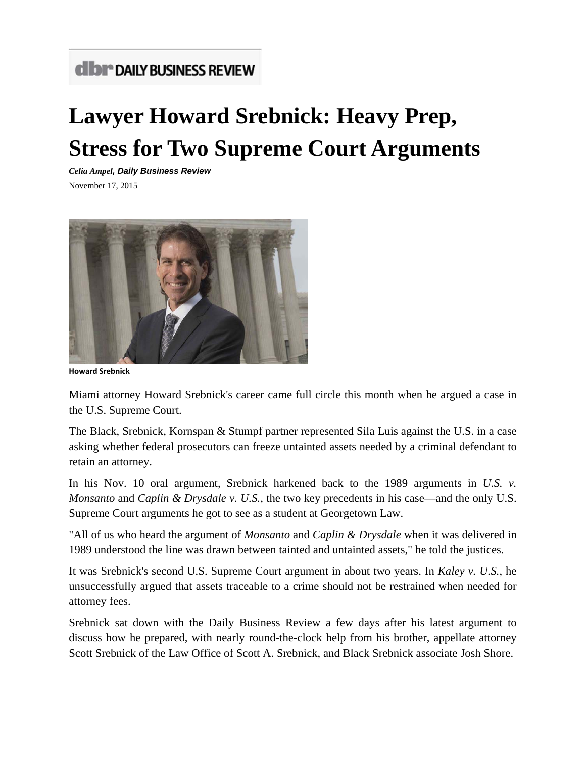dbr DAILY BUSINESS REVIEW

# Lawyer Howard Srebnick: Heavy Prep, Stress for Two Supreme Court Arguments

***Celia Ampel, Daily Business Review***

November 17, 2015

**Howard Srebnick**

Miami attorney Howard Srebnick's career came full circle this month when he argued a case in the U.S. Supreme Court.

The Black, Srebnick, Kornspan & Stumpf partner represented Sila Luis against the U.S. in a case asking whether federal prosecutors can freeze untainted assets needed by a criminal defendant to retain an attorney.

In his Nov. 10 oral argument, Srebnick harkened back to the 1989 arguments in *U.S. v. Monsanto* and *Caplin & Drysdale v. U.S.*, the two key precedents in his case—and the only U.S. Supreme Court arguments he got to see as a student at Georgetown Law.

"All of us who heard the argument of *Monsanto* and *Caplin & Drysdale* when it was delivered in 1989 understood the line was drawn between tainted and untainted assets," he told the justices.

It was Srebnick's second U.S. Supreme Court argument in about two years. In *Kaley v. U.S.*, he unsuccessfully argued that assets traceable to a crime should not be restrained when needed for attorney fees.

Srebnick sat down with the Daily Business Review a few days after his latest argument to discuss how he prepared, with nearly round-the-clock help from his brother, appellate attorney Scott Srebnick of the Law Office of Scott A. Srebnick, and Black Srebnick associate Josh Shore.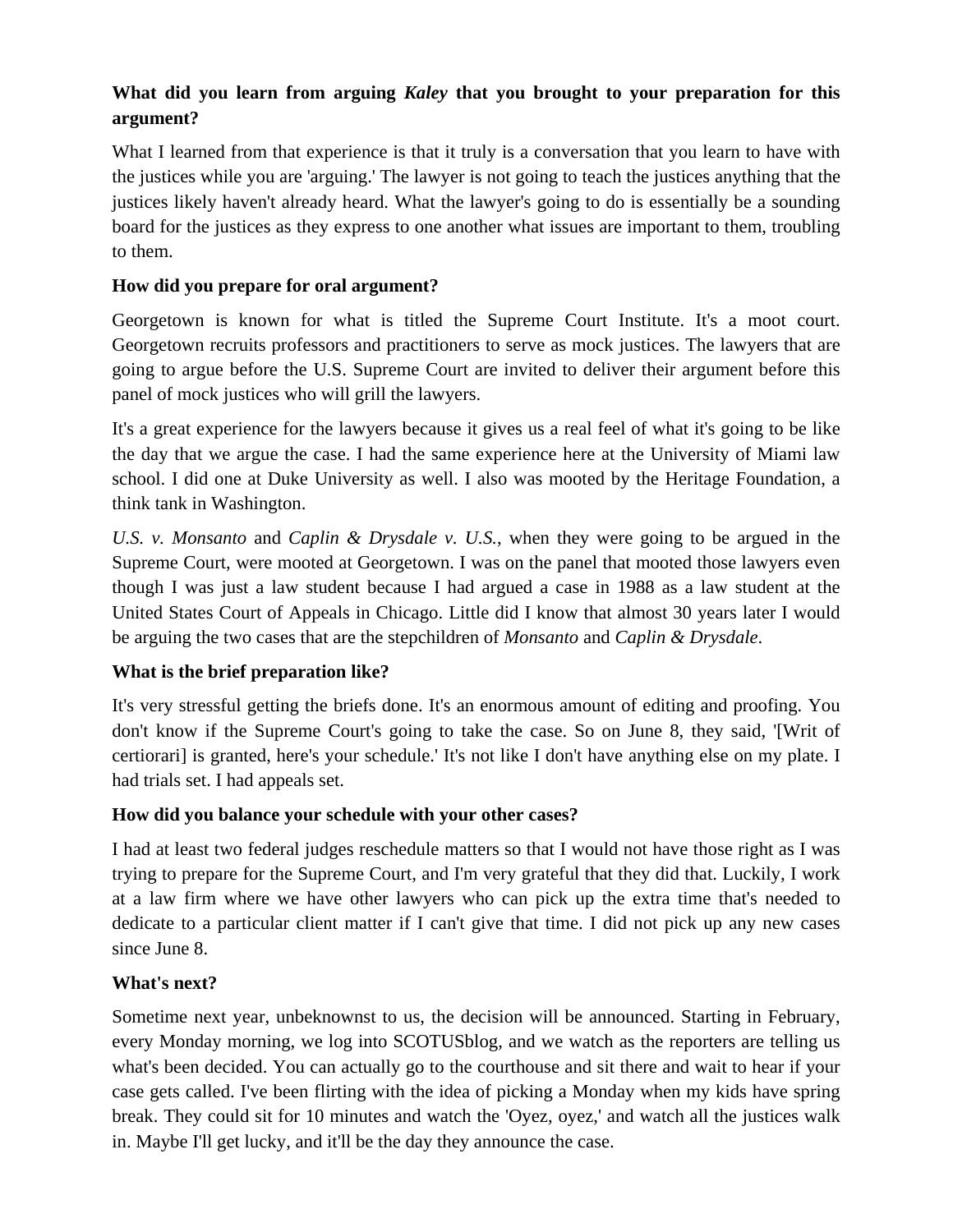**What did you learn from arguing *Kaley* that you brought to your preparation for this argument?**

What I learned from that experience is that it truly is a conversation that you learn to have with the justices while you are 'arguing.' The lawyer is not going to teach the justices anything that the justices likely haven't already heard. What the lawyer's going to do is essentially be a sounding board for the justices as they express to one another what issues are important to them, troubling to them.

**How did you prepare for oral argument?**

Georgetown is known for what is titled the Supreme Court Institute. It's a moot court. Georgetown recruits professors and practitioners to serve as mock justices. The lawyers that are going to argue before the U.S. Supreme Court are invited to deliver their argument before this panel of mock justices who will grill the lawyers.

It's a great experience for the lawyers because it gives us a real feel of what it's going to be like the day that we argue the case. I had the same experience here at the University of Miami law school. I did one at Duke University as well. I also was mooted by the Heritage Foundation, a think tank in Washington.

*U.S. v. Monsanto* and *Caplin & Drysdale v. U.S.*, when they were going to be argued in the Supreme Court, were mooted at Georgetown. I was on the panel that mooted those lawyers even though I was just a law student because I had argued a case in 1988 as a law student at the United States Court of Appeals in Chicago. Little did I know that almost 30 years later I would be arguing the two cases that are the stepchildren of *Monsanto* and *Caplin & Drysdale*.

**What is the brief preparation like?**

It's very stressful getting the briefs done. It's an enormous amount of editing and proofing. You don't know if the Supreme Court's going to take the case. So on June 8, they said, '[Writ of certiorari] is granted, here's your schedule.' It's not like I don't have anything else on my plate. I had trials set. I had appeals set.

**How did you balance your schedule with your other cases?**

I had at least two federal judges reschedule matters so that I would not have those right as I was trying to prepare for the Supreme Court, and I'm very grateful that they did that. Luckily, I work at a law firm where we have other lawyers who can pick up the extra time that's needed to dedicate to a particular client matter if I can't give that time. I did not pick up any new cases since June 8.

**What's next?**

Sometime next year, unbeknownst to us, the decision will be announced. Starting in February, every Monday morning, we log into SCOTUSblog, and we watch as the reporters are telling us what's been decided. You can actually go to the courthouse and sit there and wait to hear if your case gets called. I've been flirting with the idea of picking a Monday when my kids have spring break. They could sit for 10 minutes and watch the 'Oyez, oyez,' and watch all the justices walk in. Maybe I'll get lucky, and it'll be the day they announce the case.